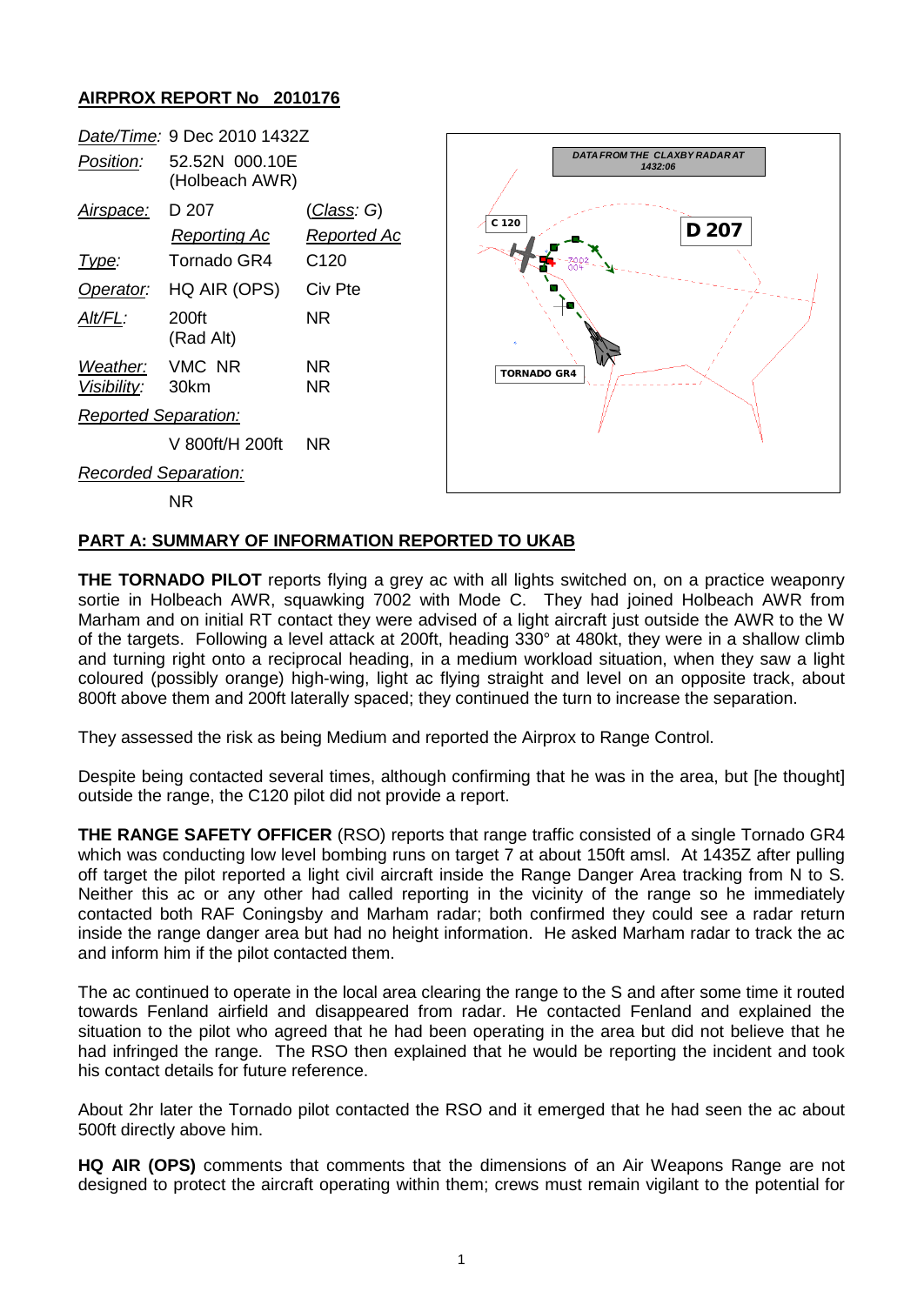**AIRPROX REPORT No 2010176**

| | | |
|---|---|---|
| *Date/Time:* | 9 Dec 2010 1432Z | |
| *Position:* | 52.52N 000.10E (Holbeach AWR) | |
| *Airspace:* | D 207 | (*Class*: *G*) |
| | *Reporting Ac* | *Reported Ac* |
| *Type:* | Tornado GR4 | C120 |
| *Operator:* | HQ AIR (OPS) | Civ Pte |
| *Alt/FL:* | 200ft (Rad Alt) | NR |
| *Weather:* | VMC NR | NR |
| *Visibility:* | 30km | NR |
| *Reported Separation:* | | |
| | V 800ft/H 200ft | NR |
| *Recorded Separation:* | | |
| | NR | |

## PART A: SUMMARY OF INFORMATION REPORTED TO UKAB

**THE TORNADO PILOT** reports flying a grey ac with all lights switched on, on a practice weaponry sortie in Holbeach AWR, squawking 7002 with Mode C. They had joined Holbeach AWR from Marham and on initial RT contact they were advised of a light aircraft just outside the AWR to the W of the targets. Following a level attack at 200ft, heading 330° at 480kt, they were in a shallow climb and turning right onto a reciprocal heading, in a medium workload situation, when they saw a light coloured (possibly orange) high-wing, light ac flying straight and level on an opposite track, about 800ft above them and 200ft laterally spaced; they continued the turn to increase the separation.

They assessed the risk as being Medium and reported the Airprox to Range Control.

Despite being contacted several times, although confirming that he was in the area, but [he thought] outside the range, the C120 pilot did not provide a report.

**THE RANGE SAFETY OFFICER** (RSO) reports that range traffic consisted of a single Tornado GR4 which was conducting low level bombing runs on target 7 at about 150ft amsl. At 1435Z after pulling off target the pilot reported a light civil aircraft inside the Range Danger Area tracking from N to S. Neither this ac or any other had called reporting in the vicinity of the range so he immediately contacted both RAF Coningsby and Marham radar; both confirmed they could see a radar return inside the range danger area but had no height information. He asked Marham radar to track the ac and inform him if the pilot contacted them.

The ac continued to operate in the local area clearing the range to the S and after some time it routed towards Fenland airfield and disappeared from radar. He contacted Fenland and explained the situation to the pilot who agreed that he had been operating in the area but did not believe that he had infringed the range. The RSO then explained that he would be reporting the incident and took his contact details for future reference.

About 2hr later the Tornado pilot contacted the RSO and it emerged that he had seen the ac about 500ft directly above him.

**HQ AIR (OPS)** comments that comments that the dimensions of an Air Weapons Range are not designed to protect the aircraft operating within them; crews must remain vigilant to the potential for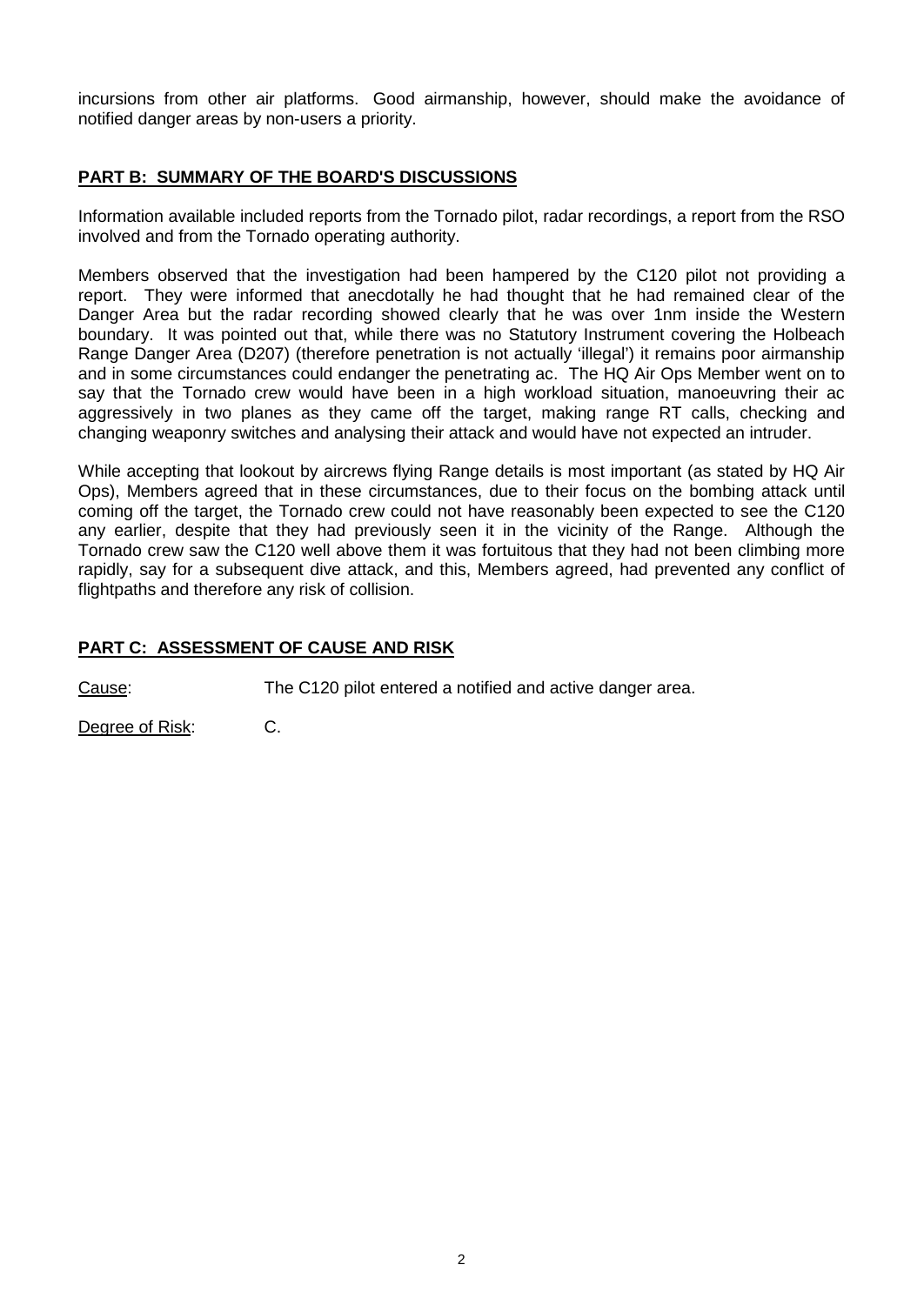incursions from other air platforms. Good airmanship, however, should make the avoidance of notified danger areas by non-users a priority.

## PART B: SUMMARY OF THE BOARD'S DISCUSSIONS

Information available included reports from the Tornado pilot, radar recordings, a report from the RSO involved and from the Tornado operating authority.

Members observed that the investigation had been hampered by the C120 pilot not providing a report. They were informed that anecdotally he had thought that he had remained clear of the Danger Area but the radar recording showed clearly that he was over 1nm inside the Western boundary. It was pointed out that, while there was no Statutory Instrument covering the Holbeach Range Danger Area (D207) (therefore penetration is not actually 'illegal') it remains poor airmanship and in some circumstances could endanger the penetrating ac. The HQ Air Ops Member went on to say that the Tornado crew would have been in a high workload situation, manoeuvring their ac aggressively in two planes as they came off the target, making range RT calls, checking and changing weaponry switches and analysing their attack and would have not expected an intruder.

While accepting that lookout by aircrews flying Range details is most important (as stated by HQ Air Ops), Members agreed that in these circumstances, due to their focus on the bombing attack until coming off the target, the Tornado crew could not have reasonably been expected to see the C120 any earlier, despite that they had previously seen it in the vicinity of the Range. Although the Tornado crew saw the C120 well above them it was fortuitous that they had not been climbing more rapidly, say for a subsequent dive attack, and this, Members agreed, had prevented any conflict of flightpaths and therefore any risk of collision.

## PART C: ASSESSMENT OF CAUSE AND RISK

Cause: The C120 pilot entered a notified and active danger area.

Degree of Risk: C.